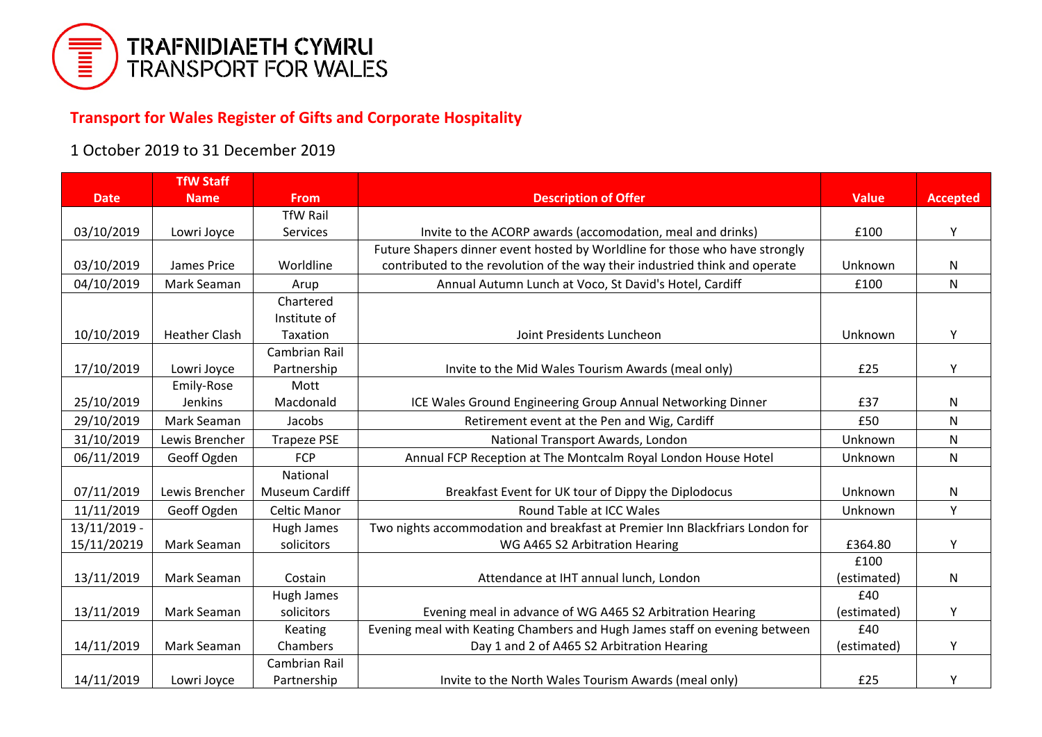TRAFNIDIAETH CYMRU
TRANSPORT FOR WALES

## Transport for Wales Register of Gifts and Corporate Hospitality

1 October 2019 to 31 December 2019

| Date | TfW Staff Name | From | Description of Offer | Value | Accepted |
|---|---|---|---|---|---|
| 03/10/2019 | Lowri Joyce | TfW Rail Services | Invite to the ACORP awards (accomodation, meal and drinks) | £100 | Y |
| 03/10/2019 | James Price | Worldline | Future Shapers dinner event hosted by Worldline for those who have strongly contributed to the revolution of the way their industried think and operate | Unknown | N |
| 04/10/2019 | Mark Seaman | Arup | Annual Autumn Lunch at Voco, St David's Hotel, Cardiff | £100 | N |
| 10/10/2019 | Heather Clash | Chartered Institute of Taxation | Joint Presidents Luncheon | Unknown | Y |
| 17/10/2019 | Lowri Joyce | Cambrian Rail Partnership | Invite to the Mid Wales Tourism Awards (meal only) | £25 | Y |
| 25/10/2019 | Emily-Rose Jenkins | Mott Macdonald | ICE Wales Ground Engineering Group Annual Networking Dinner | £37 | N |
| 29/10/2019 | Mark Seaman | Jacobs | Retirement event at the Pen and Wig, Cardiff | £50 | N |
| 31/10/2019 | Lewis Brencher | Trapeze PSE | National Transport Awards, London | Unknown | N |
| 06/11/2019 | Geoff Ogden | FCP | Annual FCP Reception at The Montcalm Royal London House Hotel | Unknown | N |
| 07/11/2019 | Lewis Brencher | National Museum Cardiff | Breakfast Event for UK tour of Dippy the Diplodocus | Unknown | N |
| 11/11/2019 | Geoff Ogden | Celtic Manor | Round Table at ICC Wales | Unknown | Y |
| 13/11/2019 - 15/11/20219 | Mark Seaman | Hugh James solicitors | Two nights accommodation and breakfast at Premier Inn Blackfriars London for WG A465 S2 Arbitration Hearing | £364.80 | Y |
| 13/11/2019 | Mark Seaman | Costain | Attendance at IHT annual lunch, London | £100 (estimated) | N |
| 13/11/2019 | Mark Seaman | Hugh James solicitors | Evening meal in advance of WG A465 S2 Arbitration Hearing | £40 (estimated) | Y |
| 14/11/2019 | Mark Seaman | Keating Chambers | Evening meal with Keating Chambers and Hugh James staff on evening between Day 1 and 2 of A465 S2 Arbitration Hearing | £40 (estimated) | Y |
| 14/11/2019 | Lowri Joyce | Cambrian Rail Partnership | Invite to the North Wales Tourism Awards (meal only) | £25 | Y |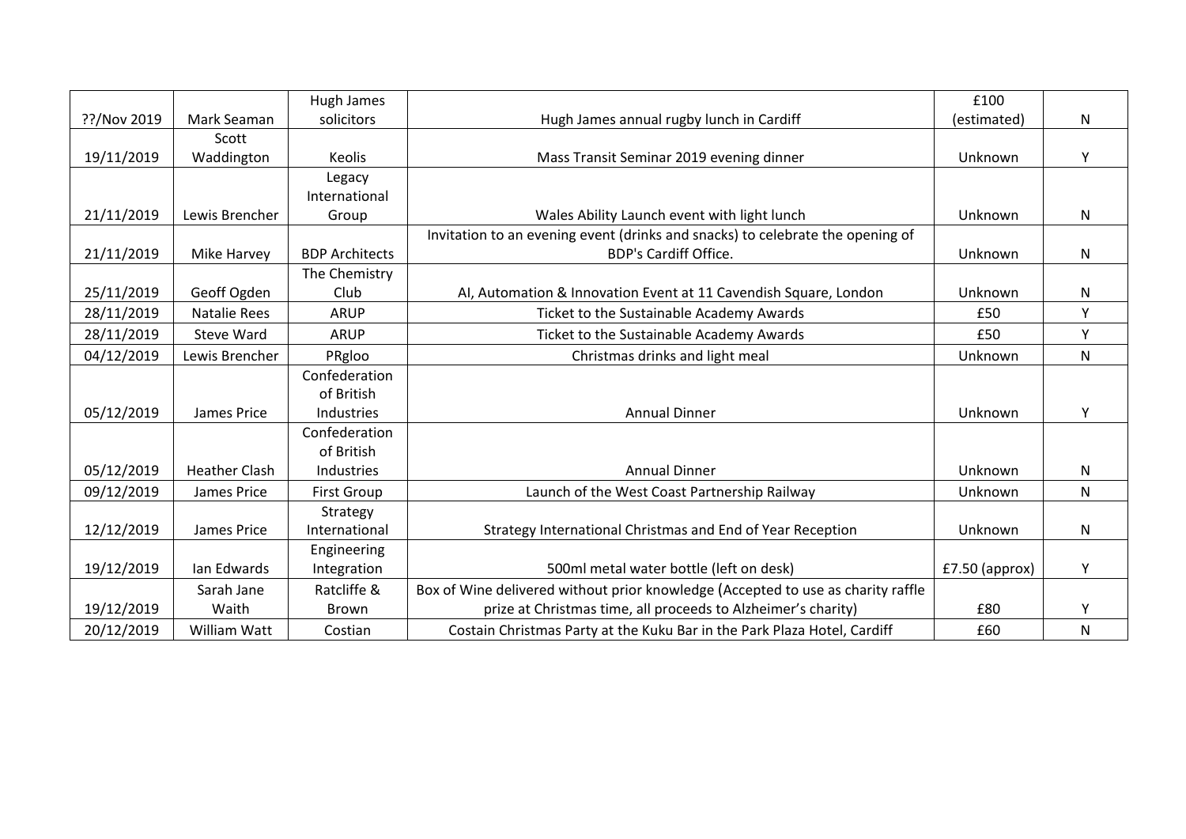| | | | | | |
|---|---|---|---|---|---|
| ??/Nov 2019 | Mark Seaman | Hugh James solicitors | Hugh James annual rugby lunch in Cardiff | £100 (estimated) | N |
| 19/11/2019 | Scott Waddington | Keolis | Mass Transit Seminar 2019 evening dinner | Unknown | Y |
| 21/11/2019 | Lewis Brencher | Legacy International Group | Wales Ability Launch event with light lunch | Unknown | N |
| 21/11/2019 | Mike Harvey | BDP Architects | Invitation to an evening event (drinks and snacks) to celebrate the opening of BDP's Cardiff Office. | Unknown | N |
| 25/11/2019 | Geoff Ogden | The Chemistry Club | AI, Automation & Innovation Event at 11 Cavendish Square, London | Unknown | N |
| 28/11/2019 | Natalie Rees | ARUP | Ticket to the Sustainable Academy Awards | £50 | Y |
| 28/11/2019 | Steve Ward | ARUP | Ticket to the Sustainable Academy Awards | £50 | Y |
| 04/12/2019 | Lewis Brencher | PRgloo | Christmas drinks and light meal | Unknown | N |
| 05/12/2019 | James Price | Confederation of British Industries | Annual Dinner | Unknown | Y |
| 05/12/2019 | Heather Clash | Confederation of British Industries | Annual Dinner | Unknown | N |
| 09/12/2019 | James Price | First Group | Launch of the West Coast Partnership Railway | Unknown | N |
| 12/12/2019 | James Price | Strategy International | Strategy International Christmas and End of Year Reception | Unknown | N |
| 19/12/2019 | Ian Edwards | Engineering Integration | 500ml metal water bottle (left on desk) | £7.50 (approx) | Y |
| 19/12/2019 | Sarah Jane Waith | Ratcliffe & Brown | Box of Wine delivered without prior knowledge (Accepted to use as charity raffle prize at Christmas time, all proceeds to Alzheimer's charity) | £80 | Y |
| 20/12/2019 | William Watt | Costian | Costain Christmas Party at the Kuku Bar in the Park Plaza Hotel, Cardiff | £60 | N |